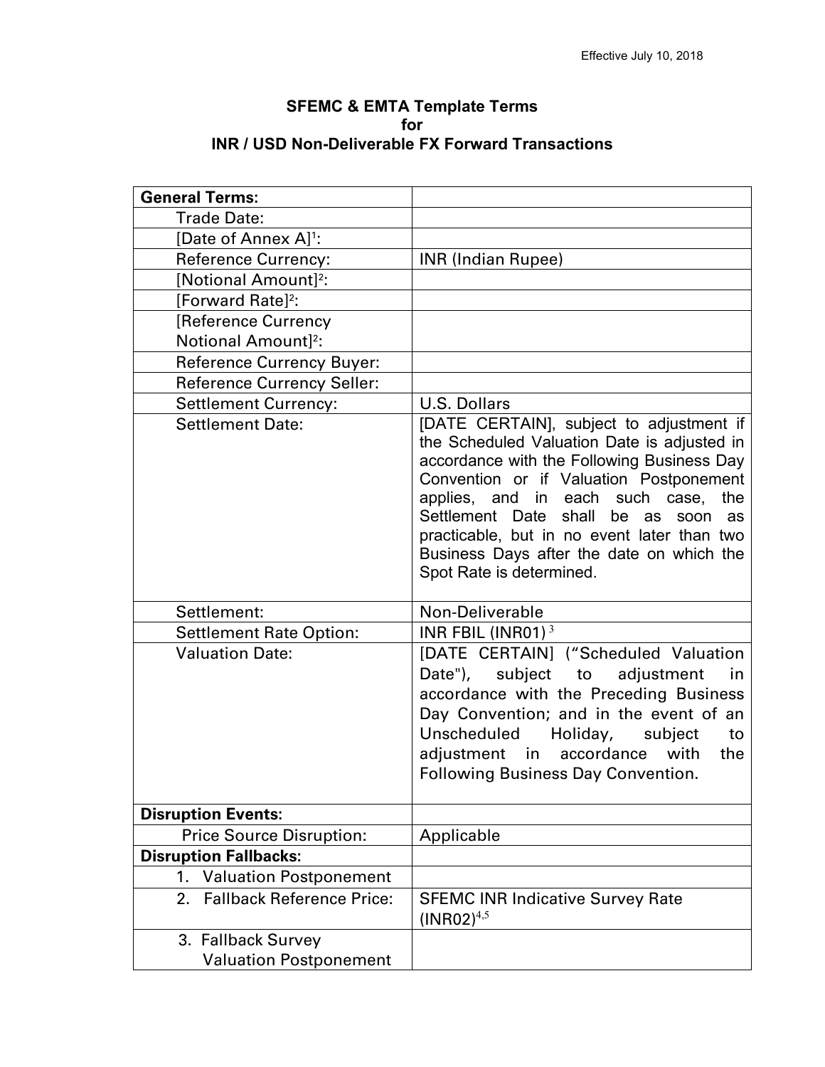Effective July 10, 2018

**SFEMC & EMTA Template Terms**
**for**
**INR / USD Non-Deliverable FX Forward Transactions**

| **General Terms:** | |
|---|---|
| Trade Date: | |
| [Date of Annex A][1]: | |
| Reference Currency: | INR (Indian Rupee) |
| [Notional Amount][2]: | |
| [Forward Rate][2]: | |
| [Reference Currency Notional Amount][2]: | |
| Reference Currency Buyer: | |
| Reference Currency Seller: | |
| Settlement Currency: | U.S. Dollars |
| Settlement Date: | [DATE CERTAIN], subject to adjustment if the Scheduled Valuation Date is adjusted in accordance with the Following Business Day Convention or if Valuation Postponement applies, and in each such case, the Settlement Date shall be as soon as practicable, but in no event later than two Business Days after the date on which the Spot Rate is determined. |
| Settlement: | Non-Deliverable |
| Settlement Rate Option: | INR FBIL (INR01) [3] |
| Valuation Date: | [DATE CERTAIN] ("Scheduled Valuation Date"), subject to adjustment in accordance with the Preceding Business Day Convention; and in the event of an Unscheduled Holiday, subject to adjustment in accordance with the Following Business Day Convention. |
| **Disruption Events:** | |
| Price Source Disruption: | Applicable |
| **Disruption Fallbacks:** | |
| 1. Valuation Postponement | |
| 2. Fallback Reference Price: | SFEMC INR Indicative Survey Rate (INR02)[4,5] |
| 3. Fallback Survey Valuation Postponement | |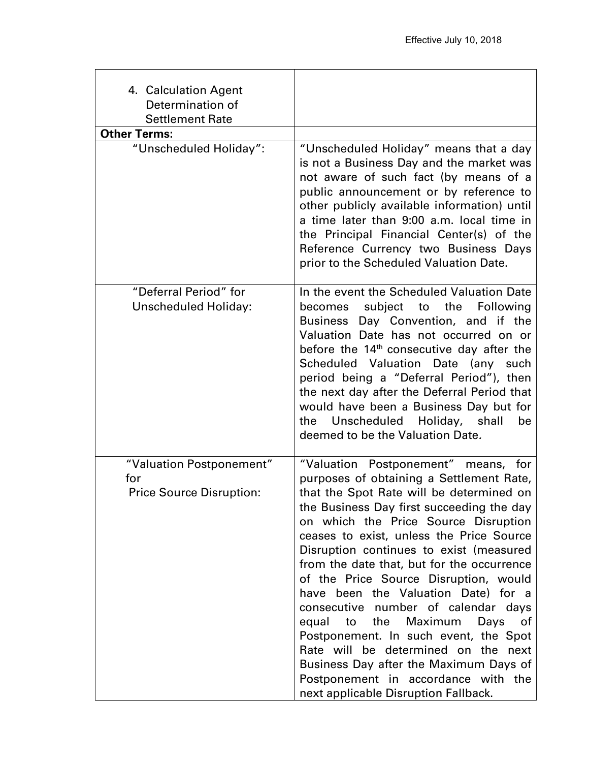| 4. Calculation Agent Determination of Settlement Rate | |
|---|---|
| **Other Terms:** | |
| "Unscheduled Holiday": | "Unscheduled Holiday" means that a day is not a Business Day and the market was not aware of such fact (by means of a public announcement or by reference to other publicly available information) until a time later than 9:00 a.m. local time in the Principal Financial Center(s) of the Reference Currency two Business Days prior to the Scheduled Valuation Date. |
| "Deferral Period" for Unscheduled Holiday: | In the event the Scheduled Valuation Date becomes subject to the Following Business Day Convention, and if the Valuation Date has not occurred on or before the 14th consecutive day after the Scheduled Valuation Date (any such period being a "Deferral Period"), then the next day after the Deferral Period that would have been a Business Day but for the Unscheduled Holiday, shall be deemed to be the Valuation Date. |
| "Valuation Postponement" for Price Source Disruption: | "Valuation Postponement" means, for purposes of obtaining a Settlement Rate, that the Spot Rate will be determined on the Business Day first succeeding the day on which the Price Source Disruption ceases to exist, unless the Price Source Disruption continues to exist (measured from the date that, but for the occurrence of the Price Source Disruption, would have been the Valuation Date) for a consecutive number of calendar days equal to the Maximum Days of Postponement. In such event, the Spot Rate will be determined on the next Business Day after the Maximum Days of Postponement in accordance with the next applicable Disruption Fallback. |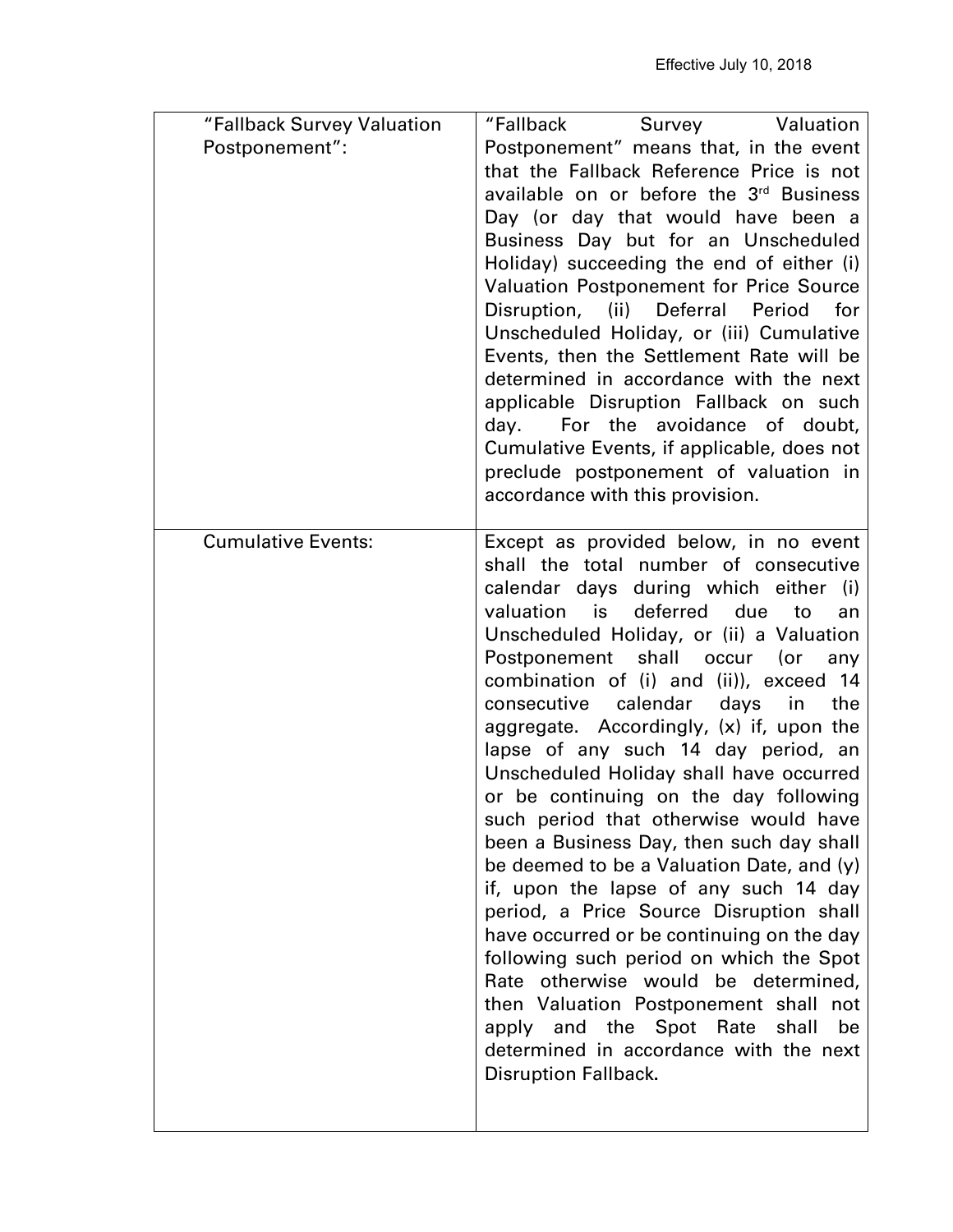| | |
|---|---|
| "Fallback Survey Valuation Postponement": | "Fallback Survey Valuation Postponement" means that, in the event that the Fallback Reference Price is not available on or before the 3rd Business Day (or day that would have been a Business Day but for an Unscheduled Holiday) succeeding the end of either (i) Valuation Postponement for Price Source Disruption, (ii) Deferral Period for Unscheduled Holiday, or (iii) Cumulative Events, then the Settlement Rate will be determined in accordance with the next applicable Disruption Fallback on such day. For the avoidance of doubt, Cumulative Events, if applicable, does not preclude postponement of valuation in accordance with this provision. |
| Cumulative Events: | Except as provided below, in no event shall the total number of consecutive calendar days during which either (i) valuation is deferred due to an Unscheduled Holiday, or (ii) a Valuation Postponement shall occur (or any combination of (i) and (ii)), exceed 14 consecutive calendar days in the aggregate. Accordingly, (x) if, upon the lapse of any such 14 day period, an Unscheduled Holiday shall have occurred or be continuing on the day following such period that otherwise would have been a Business Day, then such day shall be deemed to be a Valuation Date, and (y) if, upon the lapse of any such 14 day period, a Price Source Disruption shall have occurred or be continuing on the day following such period on which the Spot Rate otherwise would be determined, then Valuation Postponement shall not apply and the Spot Rate shall be determined in accordance with the next Disruption Fallback. |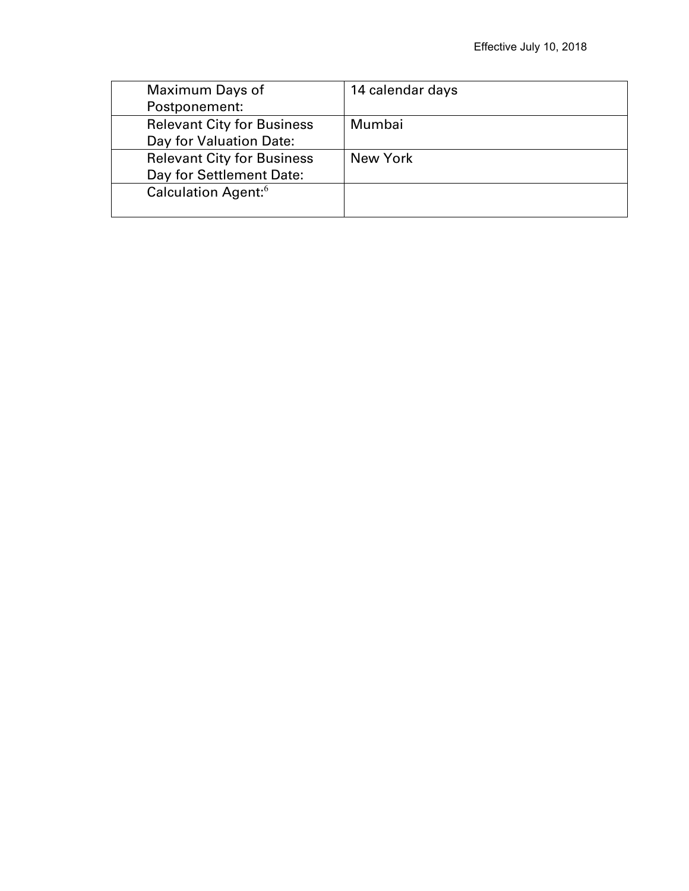| Maximum Days of Postponement: | 14 calendar days |
|---|---|
| Relevant City for Business Day for Valuation Date: | Mumbai |
| Relevant City for Business Day for Settlement Date: | New York |
| Calculation Agent:[6] | |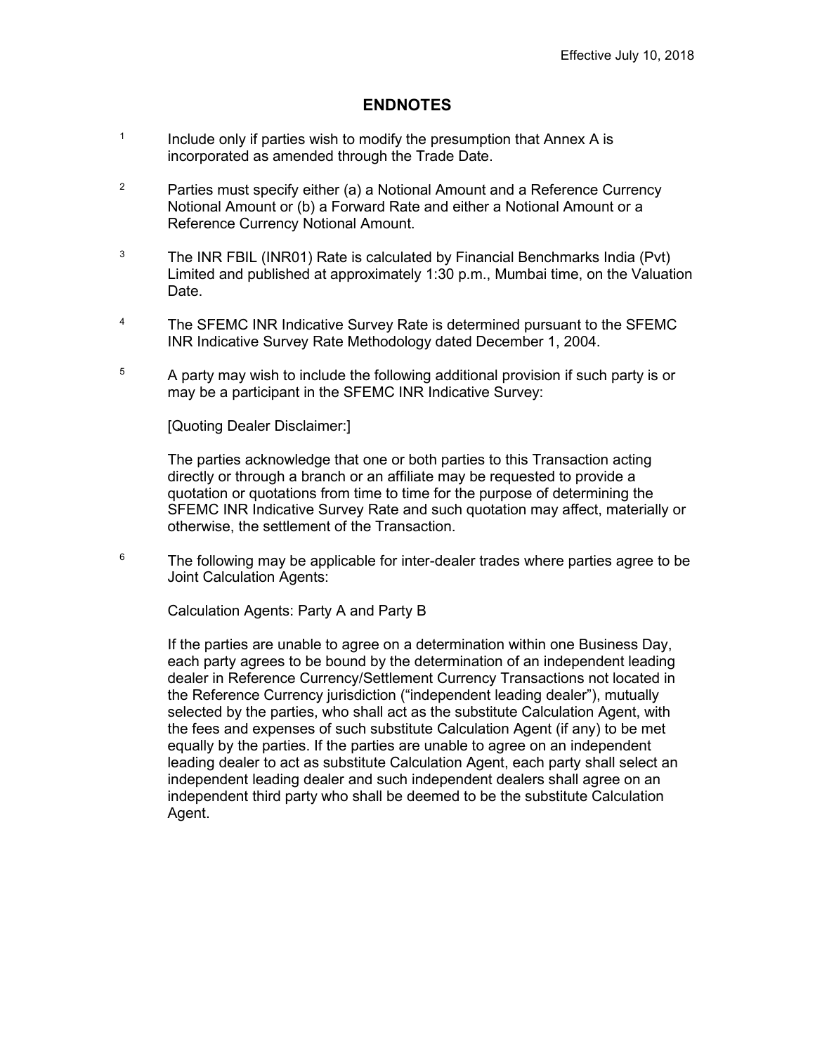Effective July 10, 2018

# ENDNOTES

[1] Include only if parties wish to modify the presumption that Annex A is incorporated as amended through the Trade Date.

[2] Parties must specify either (a) a Notional Amount and a Reference Currency Notional Amount or (b) a Forward Rate and either a Notional Amount or a Reference Currency Notional Amount.

[3] The INR FBIL (INR01) Rate is calculated by Financial Benchmarks India (Pvt) Limited and published at approximately 1:30 p.m., Mumbai time, on the Valuation Date.

[4] The SFEMC INR Indicative Survey Rate is determined pursuant to the SFEMC INR Indicative Survey Rate Methodology dated December 1, 2004.

[5] A party may wish to include the following additional provision if such party is or may be a participant in the SFEMC INR Indicative Survey:

[Quoting Dealer Disclaimer:]

The parties acknowledge that one or both parties to this Transaction acting directly or through a branch or an affiliate may be requested to provide a quotation or quotations from time to time for the purpose of determining the SFEMC INR Indicative Survey Rate and such quotation may affect, materially or otherwise, the settlement of the Transaction.

[6] The following may be applicable for inter-dealer trades where parties agree to be Joint Calculation Agents:

Calculation Agents: Party A and Party B

If the parties are unable to agree on a determination within one Business Day, each party agrees to be bound by the determination of an independent leading dealer in Reference Currency/Settlement Currency Transactions not located in the Reference Currency jurisdiction ("independent leading dealer"), mutually selected by the parties, who shall act as the substitute Calculation Agent, with the fees and expenses of such substitute Calculation Agent (if any) to be met equally by the parties. If the parties are unable to agree on an independent leading dealer to act as substitute Calculation Agent, each party shall select an independent leading dealer and such independent dealers shall agree on an independent third party who shall be deemed to be the substitute Calculation Agent.